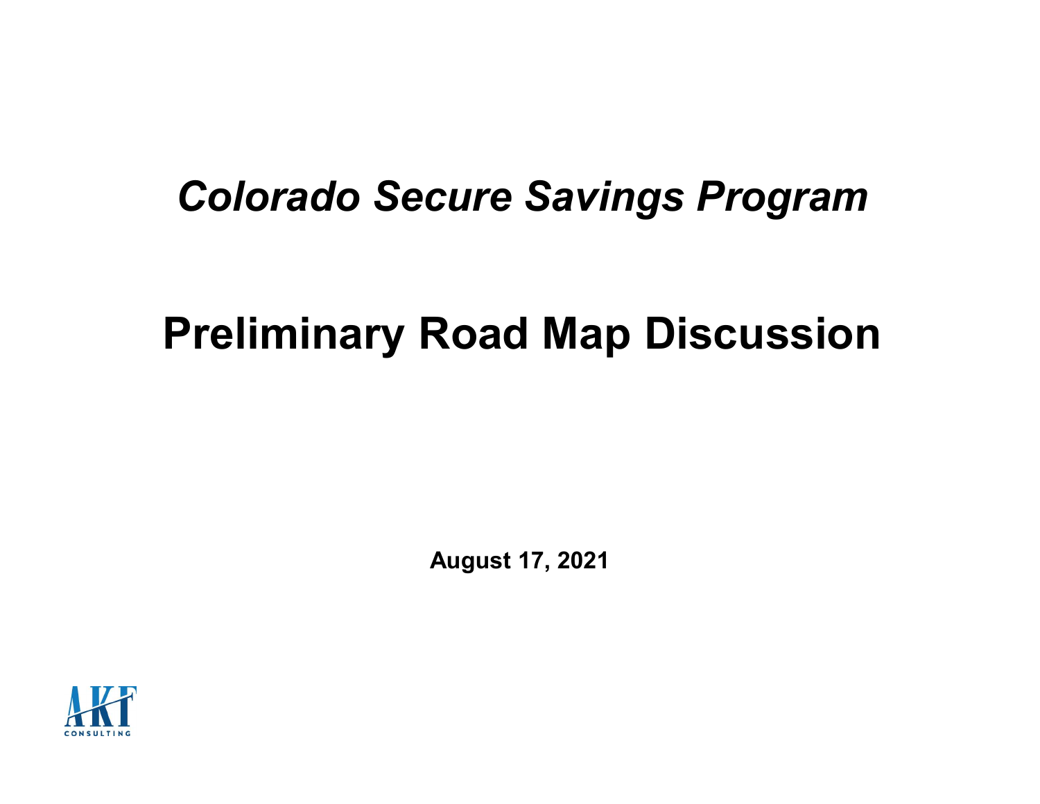# *Colorado Secure Savings Program*

# Preliminary Road Map Discussion

**August 17, 2021**

AKF CONSULTING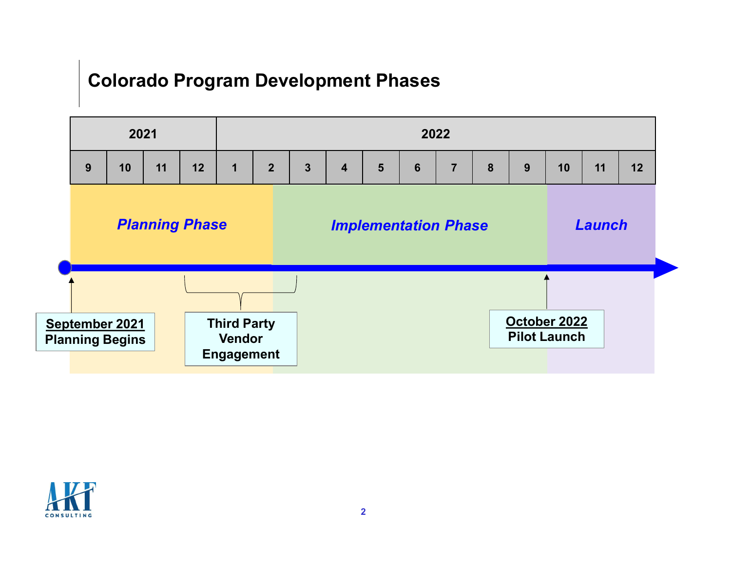# Colorado Program Development Phases

| 2021 | | | | 2022 | | | | | | | | | | | |
|---|---|---|---|---|---|---|---|---|---|---|---|---|---|---|---|
| 9 | 10 | 11 | 12 | 1 | 2 | 3 | 4 | 5 | 6 | 7 | 8 | 9 | 10 | 11 | 12 |

***Planning Phase*** | ***Implementation Phase*** | ***Launch***

- **September 2021** Planning Begins
- **Third Party Vendor Engagement**
- **October 2022** Pilot Launch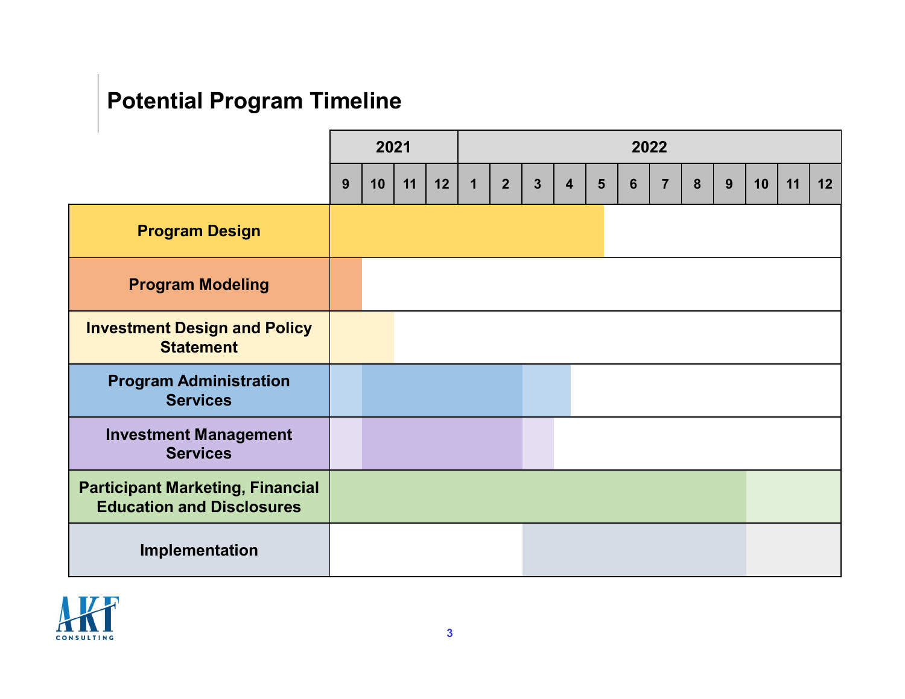## Potential Program Timeline

| | 2021 | | | | 2022 | | | | | | | | | | | |
|---|---|---|---|---|---|---|---|---|---|---|---|---|---|---|---|---|
| | 9 | 10 | 11 | 12 | 1 | 2 | 3 | 4 | 5 | 6 | 7 | 8 | 9 | 10 | 11 | 12 |
| **Program Design** | | | | | | | | | | | | | | | | |
| **Program Modeling** | | | | | | | | | | | | | | | | |
| **Investment Design and Policy Statement** | | | | | | | | | | | | | | | | |
| **Program Administration Services** | | | | | | | | | | | | | | | | |
| **Investment Management Services** | | | | | | | | | | | | | | | | |
| **Participant Marketing, Financial Education and Disclosures** | | | | | | | | | | | | | | | | |
| **Implementation** | | | | | | | | | | | | | | | | |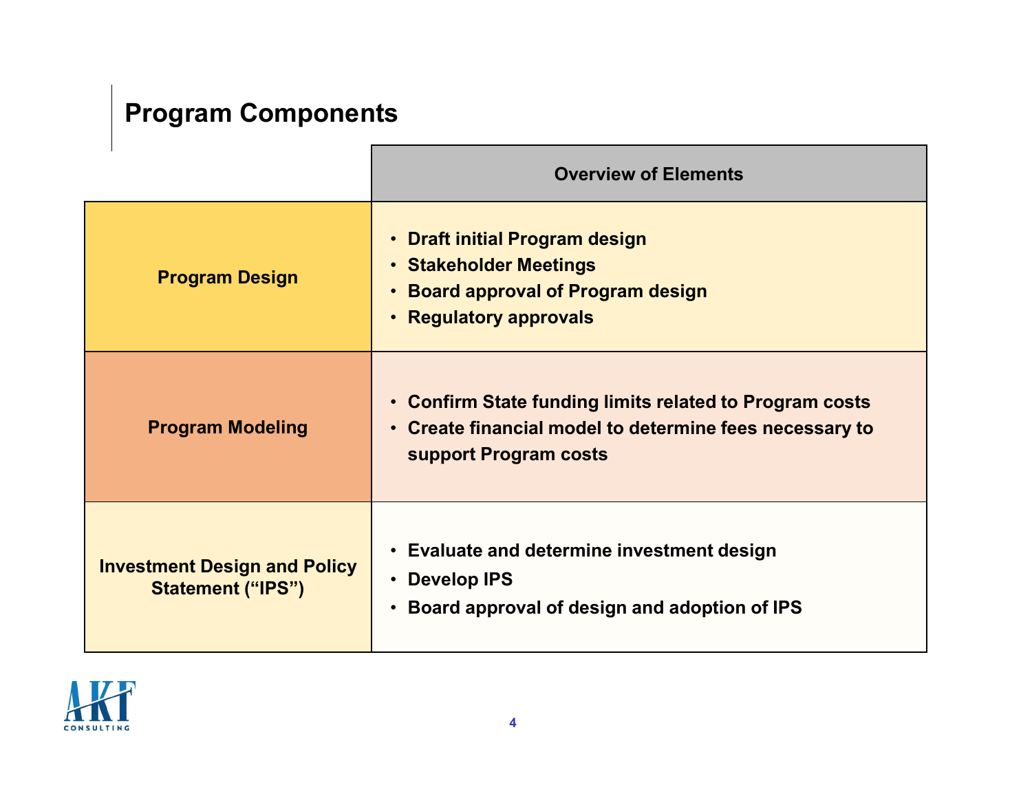## Program Components

| | Overview of Elements |
|---|---|
| **Program Design** | • Draft initial Program design<br>• Stakeholder Meetings<br>• Board approval of Program design<br>• Regulatory approvals |
| **Program Modeling** | • Confirm State funding limits related to Program costs<br>• Create financial model to determine fees necessary to support Program costs |
| **Investment Design and Policy Statement (“IPS”)** | • Evaluate and determine investment design<br>• Develop IPS<br>• Board approval of design and adoption of IPS |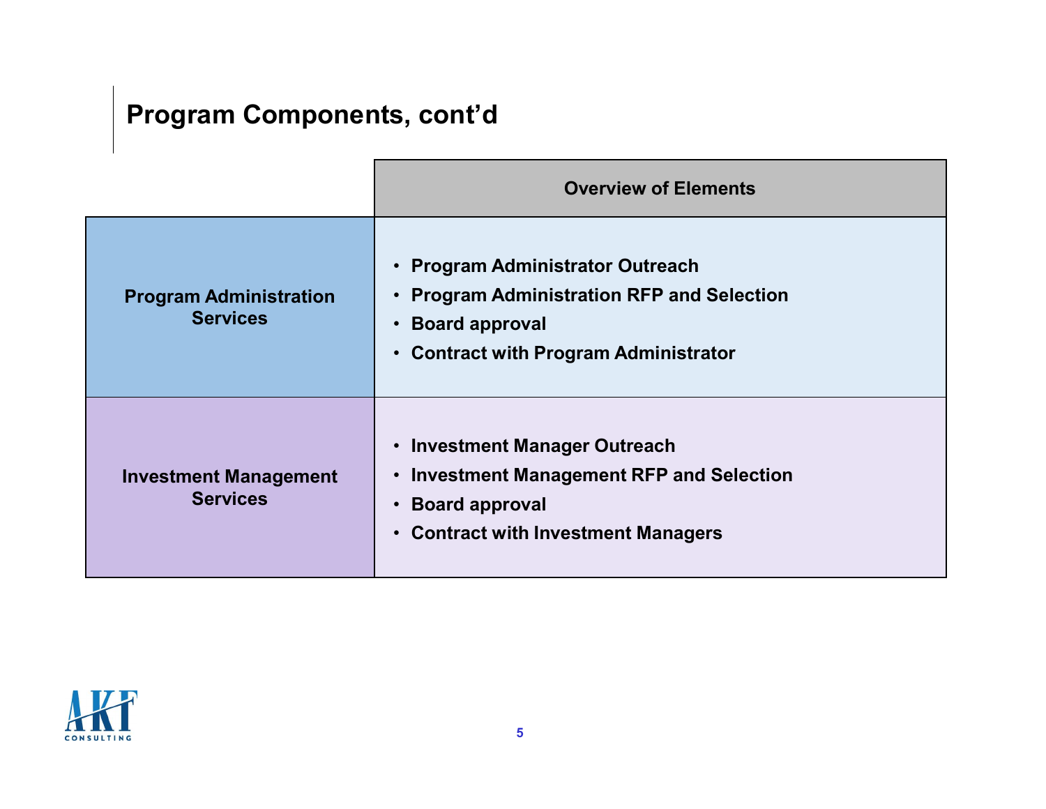## Program Components, cont'd

| | Overview of Elements |
|---|---|
| **Program Administration Services** | • Program Administrator Outreach<br>• Program Administration RFP and Selection<br>• Board approval<br>• Contract with Program Administrator |
| **Investment Management Services** | • Investment Manager Outreach<br>• Investment Management RFP and Selection<br>• Board approval<br>• Contract with Investment Managers |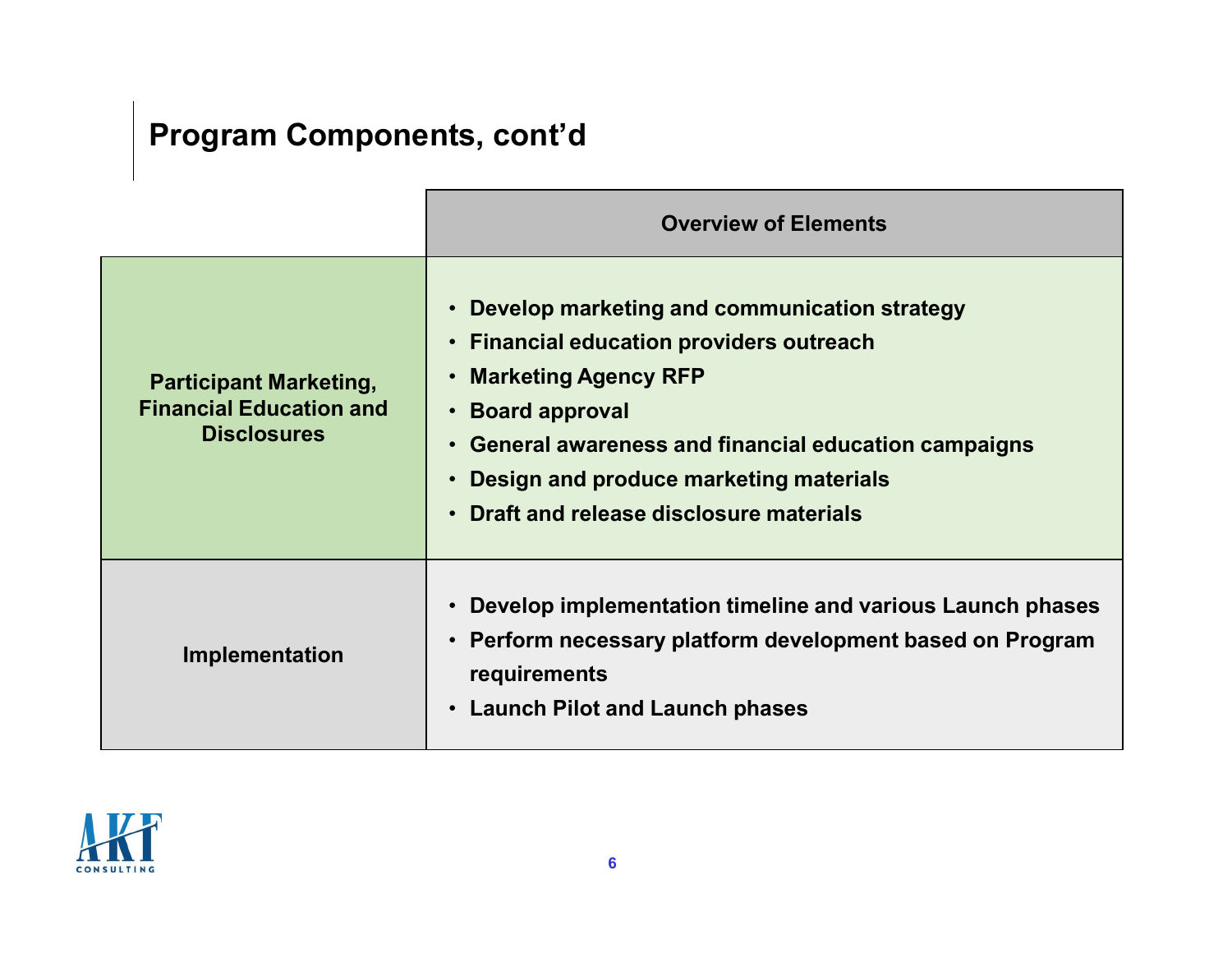## Program Components, cont'd

| | Overview of Elements |
|---|---|
| **Participant Marketing, Financial Education and Disclosures** | • Develop marketing and communication strategy<br>• Financial education providers outreach<br>• Marketing Agency RFP<br>• Board approval<br>• General awareness and financial education campaigns<br>• Design and produce marketing materials<br>• Draft and release disclosure materials |
| **Implementation** | • Develop implementation timeline and various Launch phases<br>• Perform necessary platform development based on Program requirements<br>• Launch Pilot and Launch phases |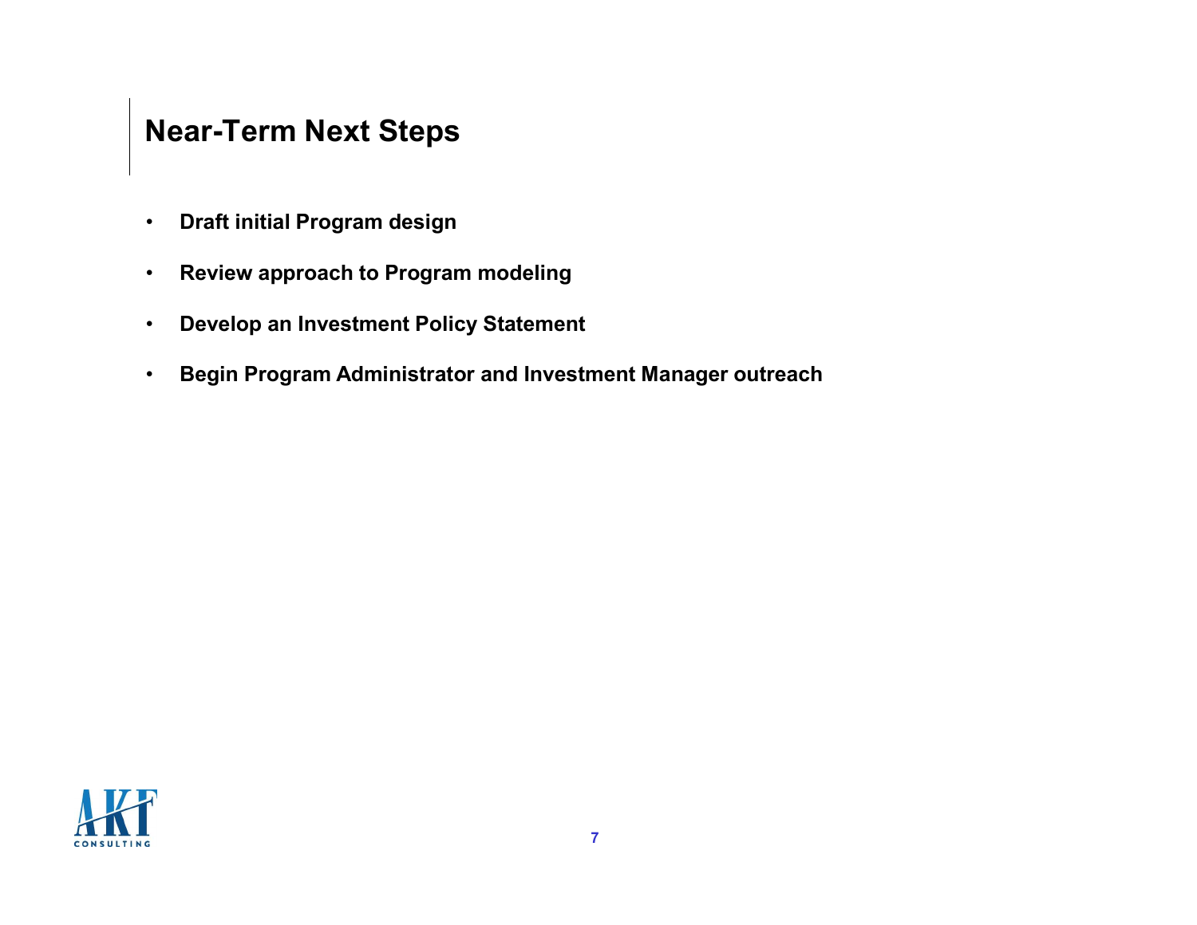# Near-Term Next Steps

- **Draft initial Program design**
- **Review approach to Program modeling**
- **Develop an Investment Policy Statement**
- **Begin Program Administrator and Investment Manager outreach**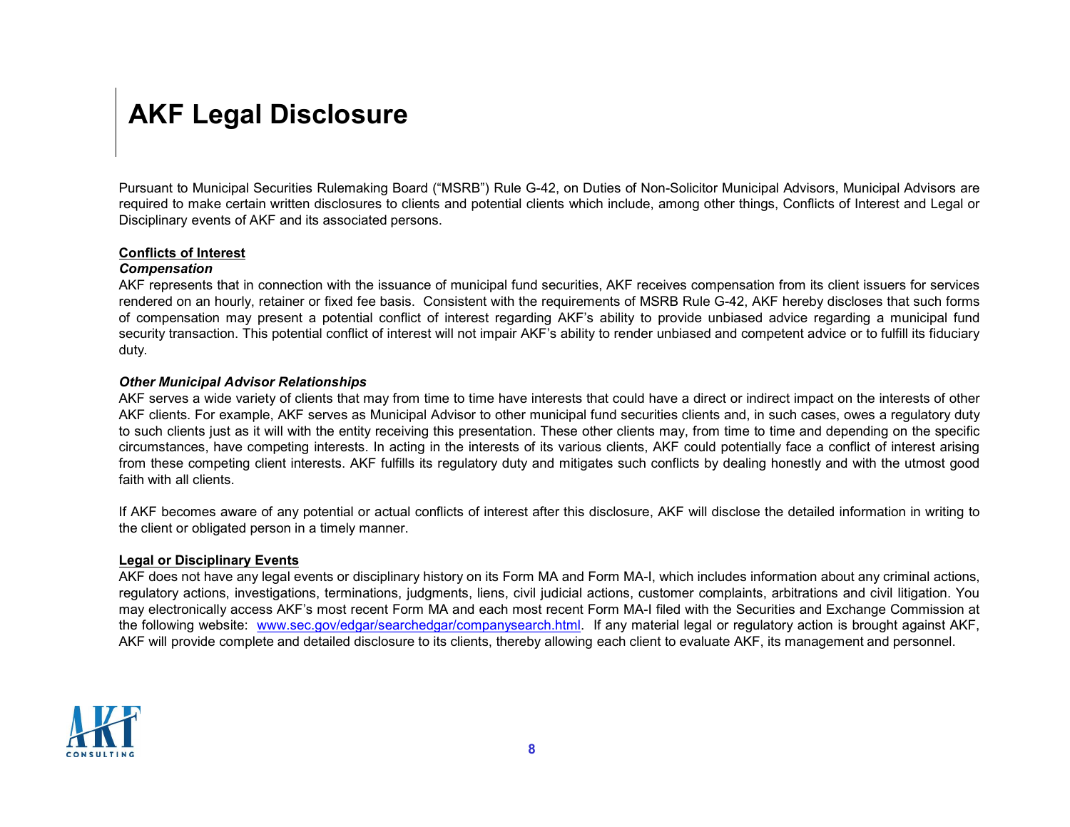# AKF Legal Disclosure

Pursuant to Municipal Securities Rulemaking Board ("MSRB") Rule G-42, on Duties of Non-Solicitor Municipal Advisors, Municipal Advisors are required to make certain written disclosures to clients and potential clients which include, among other things, Conflicts of Interest and Legal or Disciplinary events of AKF and its associated persons.

**Conflicts of Interest**

***Compensation***

AKF represents that in connection with the issuance of municipal fund securities, AKF receives compensation from its client issuers for services rendered on an hourly, retainer or fixed fee basis. Consistent with the requirements of MSRB Rule G-42, AKF hereby discloses that such forms of compensation may present a potential conflict of interest regarding AKF's ability to provide unbiased advice regarding a municipal fund security transaction. This potential conflict of interest will not impair AKF's ability to render unbiased and competent advice or to fulfill its fiduciary duty.

***Other Municipal Advisor Relationships***

AKF serves a wide variety of clients that may from time to time have interests that could have a direct or indirect impact on the interests of other AKF clients. For example, AKF serves as Municipal Advisor to other municipal fund securities clients and, in such cases, owes a regulatory duty to such clients just as it will with the entity receiving this presentation. These other clients may, from time to time and depending on the specific circumstances, have competing interests. In acting in the interests of its various clients, AKF could potentially face a conflict of interest arising from these competing client interests. AKF fulfills its regulatory duty and mitigates such conflicts by dealing honestly and with the utmost good faith with all clients.

If AKF becomes aware of any potential or actual conflicts of interest after this disclosure, AKF will disclose the detailed information in writing to the client or obligated person in a timely manner.

**Legal or Disciplinary Events**

AKF does not have any legal events or disciplinary history on its Form MA and Form MA-I, which includes information about any criminal actions, regulatory actions, investigations, terminations, judgments, liens, civil judicial actions, customer complaints, arbitrations and civil litigation. You may electronically access AKF's most recent Form MA and each most recent Form MA-I filed with the Securities and Exchange Commission at the following website: www.sec.gov/edgar/searchedgar/companysearch.html. If any material legal or regulatory action is brought against AKF, AKF will provide complete and detailed disclosure to its clients, thereby allowing each client to evaluate AKF, its management and personnel.